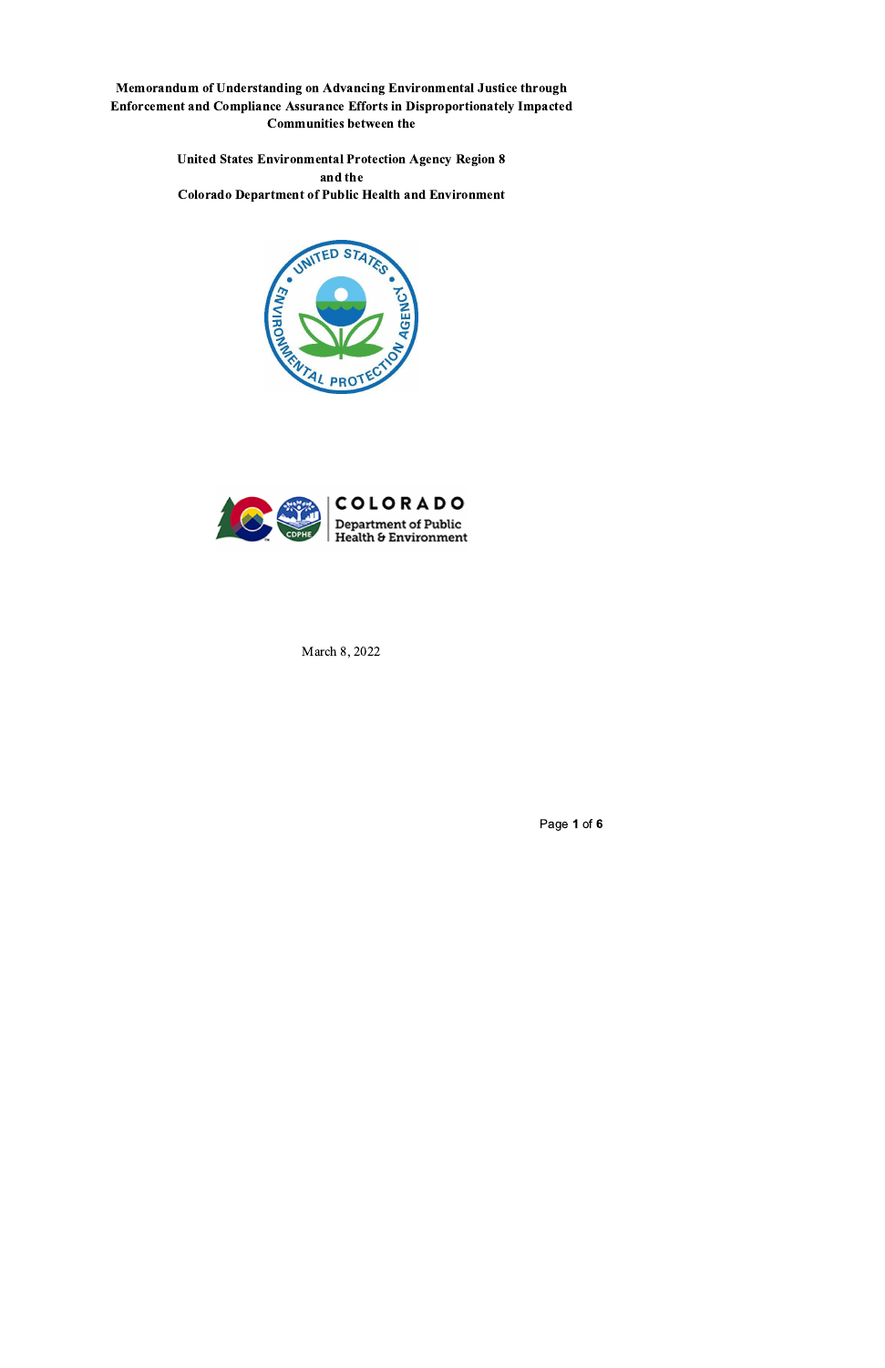# Memorandum of Understanding on Advancing Environmental Justice through Enforcement and Compliance Assurance Efforts in Disproportionately Impacted Communities between the

## United States Environmental Protection Agency Region 8
## and the
## Colorado Department of Public Health and Environment

March 8, 2022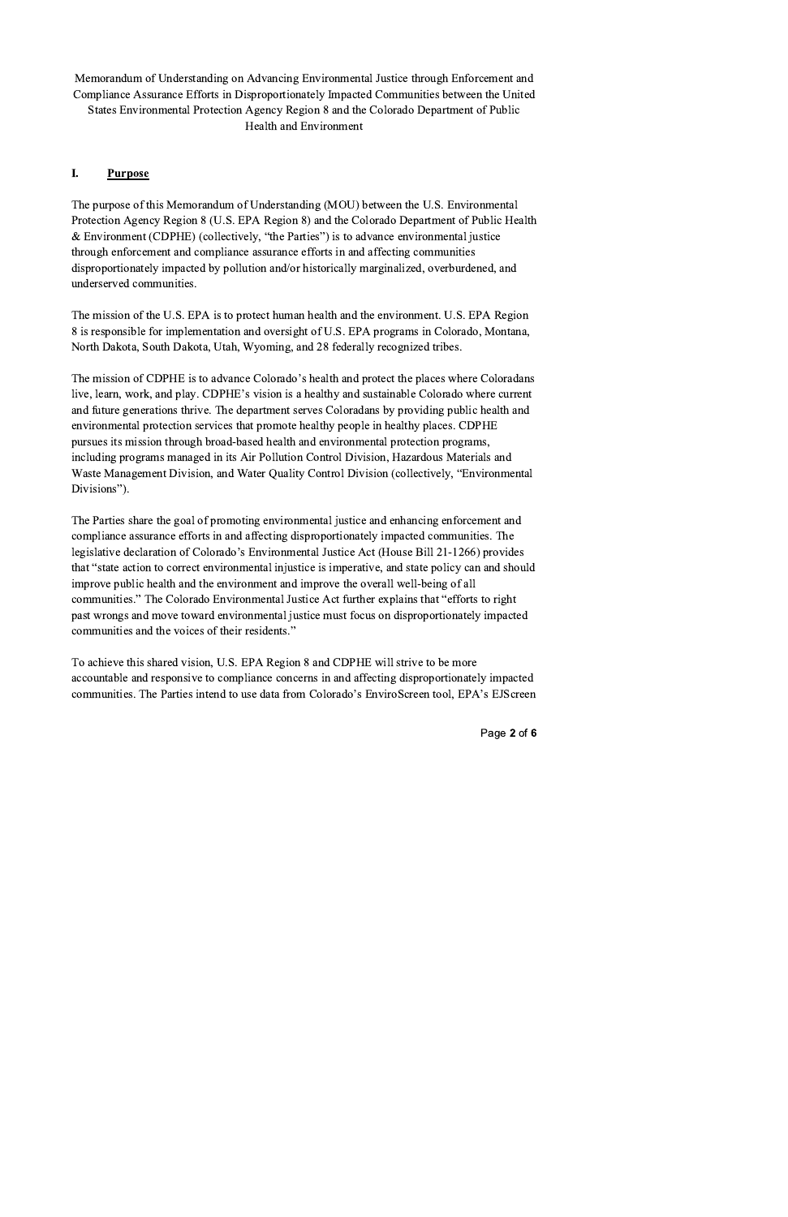Memorandum of Understanding on Advancing Environmental Justice through Enforcement and Compliance Assurance Efforts in Disproportionately Impacted Communities between the United States Environmental Protection Agency Region 8 and the Colorado Department of Public Health and Environment

## I. <u>Purpose</u>

The purpose of this Memorandum of Understanding (MOU) between the U.S. Environmental Protection Agency Region 8 (U.S. EPA Region 8) and the Colorado Department of Public Health & Environment (CDPHE) (collectively, "the Parties") is to advance environmental justice through enforcement and compliance assurance efforts in and affecting communities disproportionately impacted by pollution and/or historically marginalized, overburdened, and underserved communities.

The mission of the U.S. EPA is to protect human health and the environment. U.S. EPA Region 8 is responsible for implementation and oversight of U.S. EPA programs in Colorado, Montana, North Dakota, South Dakota, Utah, Wyoming, and 28 federally recognized tribes.

The mission of CDPHE is to advance Colorado's health and protect the places where Coloradans live, learn, work, and play. CDPHE's vision is a healthy and sustainable Colorado where current and future generations thrive. The department serves Coloradans by providing public health and environmental protection services that promote healthy people in healthy places. CDPHE pursues its mission through broad-based health and environmental protection programs, including programs managed in its Air Pollution Control Division, Hazardous Materials and Waste Management Division, and Water Quality Control Division (collectively, "Environmental Divisions").

The Parties share the goal of promoting environmental justice and enhancing enforcement and compliance assurance efforts in and affecting disproportionately impacted communities. The legislative declaration of Colorado's Environmental Justice Act (House Bill 21-1266) provides that "state action to correct environmental injustice is imperative, and state policy can and should improve public health and the environment and improve the overall well-being of all communities." The Colorado Environmental Justice Act further explains that "efforts to right past wrongs and move toward environmental justice must focus on disproportionately impacted communities and the voices of their residents."

To achieve this shared vision, U.S. EPA Region 8 and CDPHE will strive to be more accountable and responsive to compliance concerns in and affecting disproportionately impacted communities. The Parties intend to use data from Colorado's EnviroScreen tool, EPA's EJScreen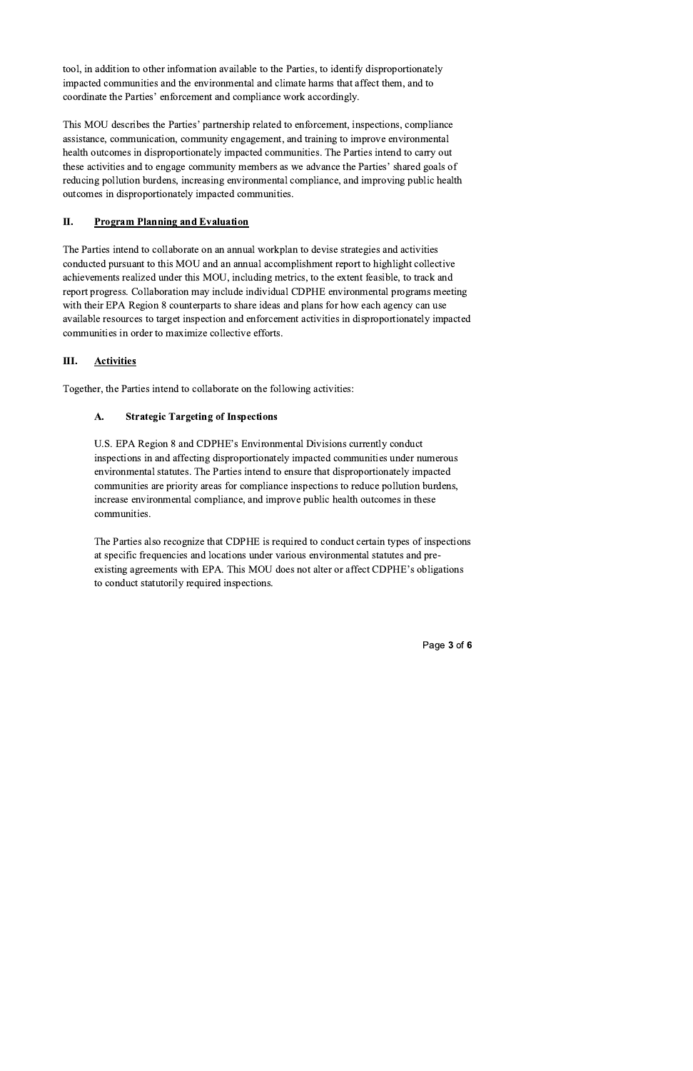tool, in addition to other information available to the Parties, to identify disproportionately impacted communities and the environmental and climate harms that affect them, and to coordinate the Parties' enforcement and compliance work accordingly.

This MOU describes the Parties' partnership related to enforcement, inspections, compliance assistance, communication, community engagement, and training to improve environmental health outcomes in disproportionately impacted communities. The Parties intend to carry out these activities and to engage community members as we advance the Parties' shared goals of reducing pollution burdens, increasing environmental compliance, and improving public health outcomes in disproportionately impacted communities.

## II. Program Planning and Evaluation

The Parties intend to collaborate on an annual workplan to devise strategies and activities conducted pursuant to this MOU and an annual accomplishment report to highlight collective achievements realized under this MOU, including metrics, to the extent feasible, to track and report progress. Collaboration may include individual CDPHE environmental programs meeting with their EPA Region 8 counterparts to share ideas and plans for how each agency can use available resources to target inspection and enforcement activities in disproportionately impacted communities in order to maximize collective efforts.

## III. Activities

Together, the Parties intend to collaborate on the following activities:

### A. Strategic Targeting of Inspections

U.S. EPA Region 8 and CDPHE's Environmental Divisions currently conduct inspections in and affecting disproportionately impacted communities under numerous environmental statutes. The Parties intend to ensure that disproportionately impacted communities are priority areas for compliance inspections to reduce pollution burdens, increase environmental compliance, and improve public health outcomes in these communities.

The Parties also recognize that CDPHE is required to conduct certain types of inspections at specific frequencies and locations under various environmental statutes and pre-existing agreements with EPA. This MOU does not alter or affect CDPHE's obligations to conduct statutorily required inspections.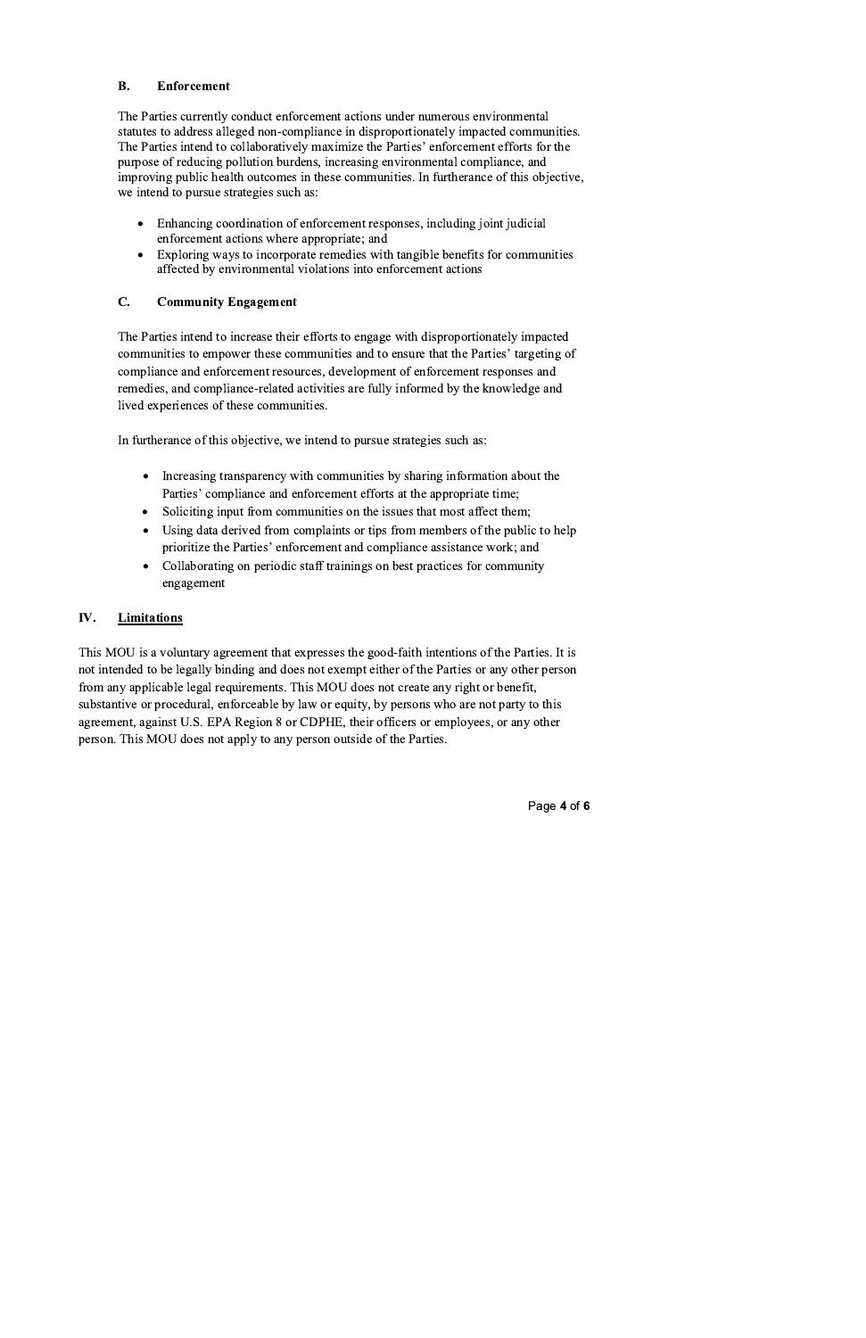### B. Enforcement

The Parties currently conduct enforcement actions under numerous environmental statutes to address alleged non-compliance in disproportionately impacted communities. The Parties intend to collaboratively maximize the Parties' enforcement efforts for the purpose of reducing pollution burdens, increasing environmental compliance, and improving public health outcomes in these communities. In furtherance of this objective, we intend to pursue strategies such as:

- Enhancing coordination of enforcement responses, including joint judicial enforcement actions where appropriate; and
- Exploring ways to incorporate remedies with tangible benefits for communities affected by environmental violations into enforcement actions

### C. Community Engagement

The Parties intend to increase their efforts to engage with disproportionately impacted communities to empower these communities and to ensure that the Parties' targeting of compliance and enforcement resources, development of enforcement responses and remedies, and compliance-related activities are fully informed by the knowledge and lived experiences of these communities.

In furtherance of this objective, we intend to pursue strategies such as:

- Increasing transparency with communities by sharing information about the Parties' compliance and enforcement efforts at the appropriate time;
- Soliciting input from communities on the issues that most affect them;
- Using data derived from complaints or tips from members of the public to help prioritize the Parties' enforcement and compliance assistance work; and
- Collaborating on periodic staff trainings on best practices for community engagement

## IV. Limitations

This MOU is a voluntary agreement that expresses the good-faith intentions of the Parties. It is not intended to be legally binding and does not exempt either of the Parties or any other person from any applicable legal requirements. This MOU does not create any right or benefit, substantive or procedural, enforceable by law or equity, by persons who are not party to this agreement, against U.S. EPA Region 8 or CDPHE, their officers or employees, or any other person. This MOU does not apply to any person outside of the Parties.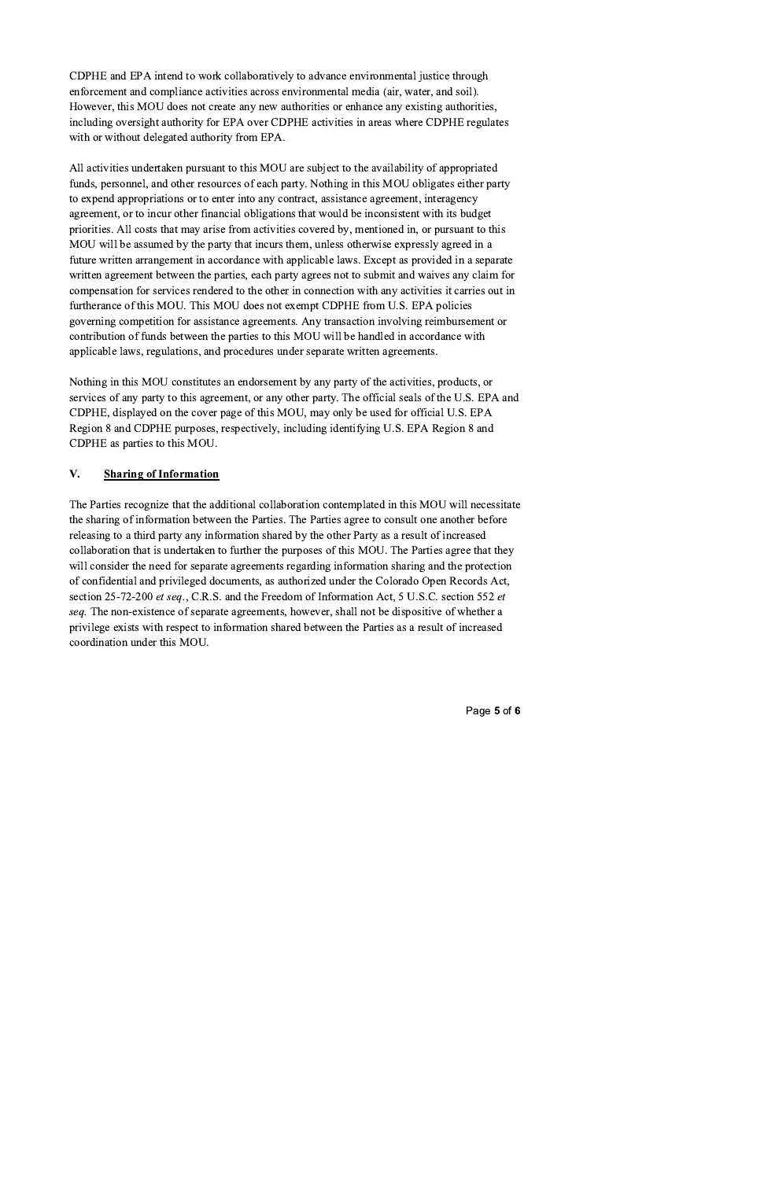CDPHE and EPA intend to work collaboratively to advance environmental justice through enforcement and compliance activities across environmental media (air, water, and soil). However, this MOU does not create any new authorities or enhance any existing authorities, including oversight authority for EPA over CDPHE activities in areas where CDPHE regulates with or without delegated authority from EPA.

All activities undertaken pursuant to this MOU are subject to the availability of appropriated funds, personnel, and other resources of each party. Nothing in this MOU obligates either party to expend appropriations or to enter into any contract, assistance agreement, interagency agreement, or to incur other financial obligations that would be inconsistent with its budget priorities. All costs that may arise from activities covered by, mentioned in, or pursuant to this MOU will be assumed by the party that incurs them, unless otherwise expressly agreed in a future written arrangement in accordance with applicable laws. Except as provided in a separate written agreement between the parties, each party agrees not to submit and waives any claim for compensation for services rendered to the other in connection with any activities it carries out in furtherance of this MOU. This MOU does not exempt CDPHE from U.S. EPA policies governing competition for assistance agreements. Any transaction involving reimbursement or contribution of funds between the parties to this MOU will be handled in accordance with applicable laws, regulations, and procedures under separate written agreements.

Nothing in this MOU constitutes an endorsement by any party of the activities, products, or services of any party to this agreement, or any other party. The official seals of the U.S. EPA and CDPHE, displayed on the cover page of this MOU, may only be used for official U.S. EPA Region 8 and CDPHE purposes, respectively, including identifying U.S. EPA Region 8 and CDPHE as parties to this MOU.

## V. Sharing of Information

The Parties recognize that the additional collaboration contemplated in this MOU will necessitate the sharing of information between the Parties. The Parties agree to consult one another before releasing to a third party any information shared by the other Party as a result of increased collaboration that is undertaken to further the purposes of this MOU. The Parties agree that they will consider the need for separate agreements regarding information sharing and the protection of confidential and privileged documents, as authorized under the Colorado Open Records Act, section 25-72-200 *et seq.*, C.R.S. and the Freedom of Information Act, 5 U.S.C. section 552 *et seq.* The non-existence of separate agreements, however, shall not be dispositive of whether a privilege exists with respect to information shared between the Parties as a result of increased coordination under this MOU.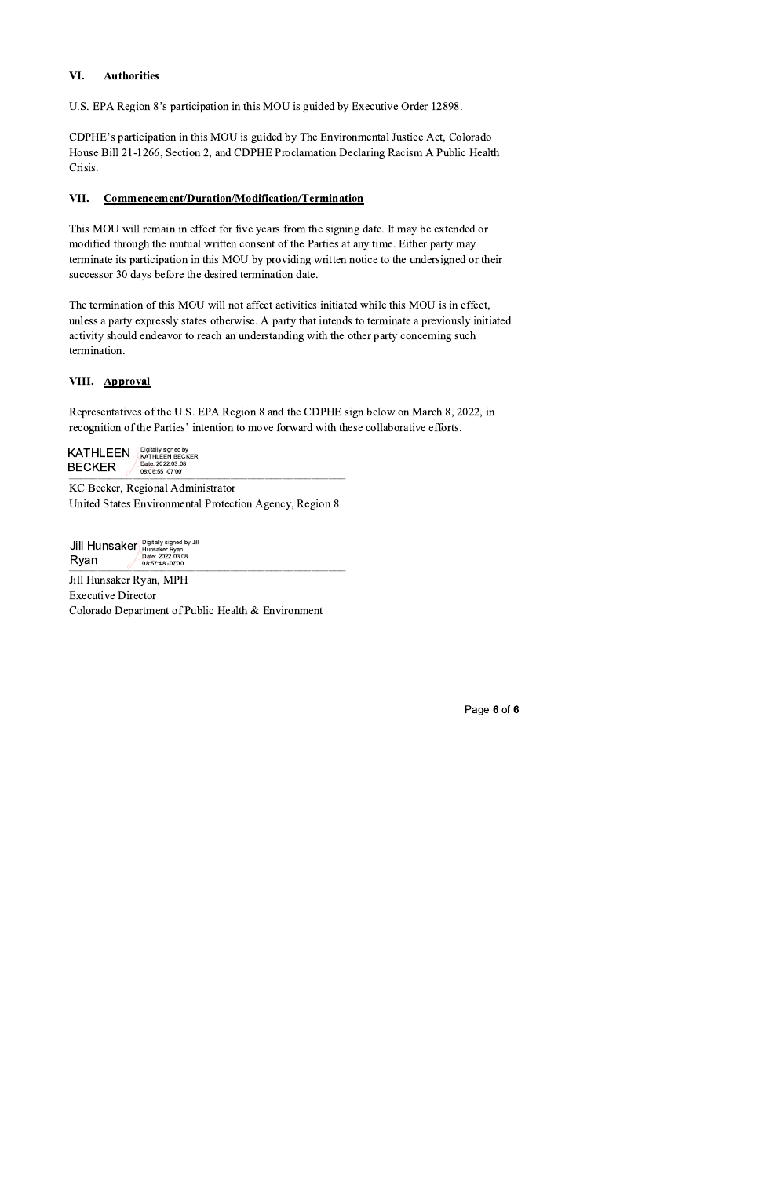## VI. <u>Authorities</u>

U.S. EPA Region 8's participation in this MOU is guided by Executive Order 12898.

CDPHE's participation in this MOU is guided by The Environmental Justice Act, Colorado House Bill 21-1266, Section 2, and CDPHE Proclamation Declaring Racism A Public Health Crisis.

## VII. <u>Commencement/Duration/Modification/Termination</u>

This MOU will remain in effect for five years from the signing date. It may be extended or modified through the mutual written consent of the Parties at any time. Either party may terminate its participation in this MOU by providing written notice to the undersigned or their successor 30 days before the desired termination date.

The termination of this MOU will not affect activities initiated while this MOU is in effect, unless a party expressly states otherwise. A party that intends to terminate a previously initiated activity should endeavor to reach an understanding with the other party concerning such termination.

## VIII. <u>Approval</u>

Representatives of the U.S. EPA Region 8 and the CDPHE sign below on March 8, 2022, in recognition of the Parties' intention to move forward with these collaborative efforts.

KATHLEEN BECKER — Digitally signed by KATHLEEN BECKER Date: 2022.03.08 08:06:55 -07'00'

KC Becker, Regional Administrator
United States Environmental Protection Agency, Region 8

Jill Hunsaker Ryan — Digitally signed by Jill Hunsaker Ryan Date: 2022.03.08 08:57:48 -07'00'

Jill Hunsaker Ryan, MPH
Executive Director
Colorado Department of Public Health & Environment